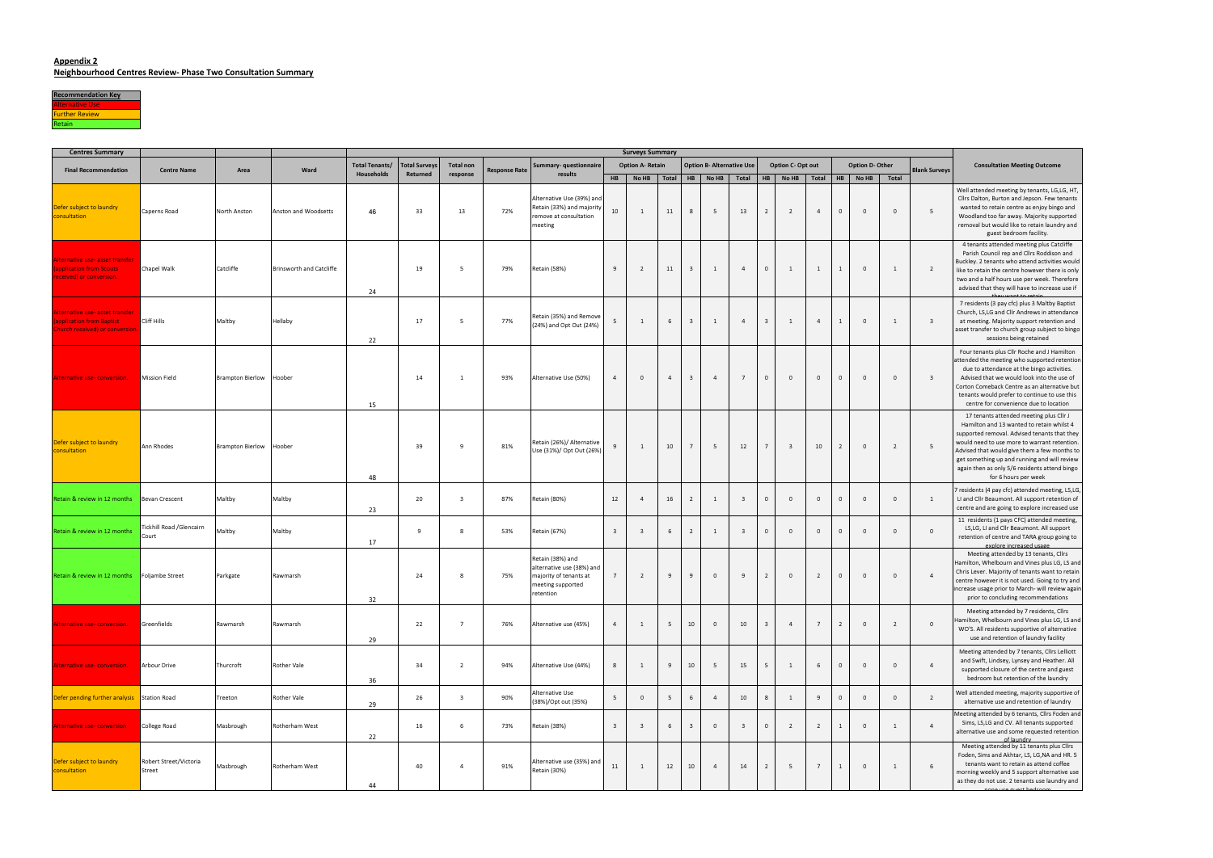**Appendix 2**
**Neighbourhood Centres Review- Phase Two Consultation Summary**

| Recommendation Key |
|---|
| Alternative Use |
| Further Review |
| Retain |

| Centres Summary | | | | | | | | | Surveys Summary | | | | | | | | | | | | | | |
|---|---|---|---|---|---|---|---|---|---|---|---|---|---|---|---|---|---|---|---|---|---|---|---|
| Final Recommendation | Centre Name | Area | Ward | Total Tenants/ Households | Total Surveys Returned | Total non response | Response Rate | Summary- questionnaire results | Option A- Retain | | | Option B- Alternative Use | | | Option C- Opt out | | | Option D- Other | | | Blank Surveys | Consultation Meeting Outcome |
| | | | | | | | | | HB | No HB | Total | HB | No HB | Total | HB | No HB | Total | HB | No HB | Total | | |
| Defer subject to laundry consultation | Caperns Road | North Anston | Anston and Woodsetts | 46 | 33 | 13 | 72% | Alternative Use (39%) and Retain (33%) and majority remove at consultation meeting | 10 | 1 | 11 | 8 | 5 | 13 | 2 | 2 | 4 | 0 | 0 | 0 | 5 | Well attended meeting by tenants, LG,LG, HT, Cllrs Dalton, Burton and Jepson. Few tenants wanted to retain centre as enjoy bingo and Woodland too far away. Majority supported removal but would like to retain laundry and guest bedroom facility. |
| Alternative use- asset transfer (application from Scouts received) or conversion | Chapel Walk | Catcliffe | Brinsworth and Catcliffe | 24 | 19 | 5 | 79% | Retain (58%) | 9 | 2 | 11 | 3 | 1 | 4 | 0 | 1 | 1 | 1 | 0 | 1 | 2 | 4 tenants attended meeting plus Catcliffe Parish Council rep and Cllrs Roddison and Buckley. 2 tenants who attend activities would like to retain the centre however there is only two and a half hours use per week. Therefore advised that they will have to increase use if they want to retain |
| Alternative use- asset transfer (application from Baptist Church received) or conversion | Cliff Hills | Maltby | Hellaby | 22 | 17 | 5 | 77% | Retain (35%) and Remove (24%) and Opt Out (24%) | 5 | 1 | 6 | 3 | 1 | 4 | 3 | 1 | 4 | 1 | 0 | 1 | 3 | 7 residents (3 pay cfc) plus 3 Maltby Baptist Church, LS,LG and Cllr Andrews in attendance at meeting. Majority support retention and asset transfer to church group subject to bingo sessions being retained |
| Alternative use- conversion | Mission Field | Brampton Bierlow | Hoober | 15 | 14 | 1 | 93% | Alternative Use (50%) | 4 | 0 | 4 | 3 | 4 | 7 | 0 | 0 | 0 | 0 | 0 | 0 | 3 | Four tenants plus Cllr Roche and J Hamilton attended the meeting who supported retention due to attendance at the bingo activities. Advised that we would look into the use of Corton Comeback Centre as an alternative but tenants would prefer to continue to use this centre for convenience due to location |
| Defer subject to laundry consultation | Ann Rhodes | Brampton Bierlow | Hoober | 48 | 39 | 9 | 81% | Retain (26%)/ Alternative Use (31%)/ Opt Out (26%) | 9 | 1 | 10 | 7 | 5 | 12 | 7 | 3 | 10 | 2 | 0 | 2 | 5 | 17 tenants attended meeting plus Cllr J Hamilton and 13 wanted to retain whilst 4 supported removal. Advised tenants that they would need to use more to warrant retention. Advised that would give them a few months to get something up and running and will review again then as only 5/6 residents attend bingo for 6 hours per week |
| Retain & review in 12 months | Bevan Crescent | Maltby | Maltby | 23 | 20 | 3 | 87% | Retain (80%) | 12 | 4 | 16 | 2 | 1 | 3 | 0 | 0 | 0 | 0 | 0 | 0 | 1 | 7 residents (4 pay cfc) attended meeting, LS,LG, LI and Cllr Beaumont. All support retention of centre and are going to explore increased use |
| Retain & review in 12 months | Tickhill Road /Glencairn Court | Maltby | Maltby | 17 | 9 | 8 | 53% | Retain (67%) | 3 | 3 | 6 | 2 | 1 | 3 | 0 | 0 | 0 | 0 | 0 | 0 | 0 | 11 residents (1 pays CFC) attended meeting, LS,LG, LI and Cllr Beaumont. All support retention of centre and TARA group going to explore increased usage |
| Retain & review in 12 months | Foljambe Street | Parkgate | Rawmarsh | 32 | 24 | 8 | 75% | Retain (38%) and alternative use (38%) and majority of tenants at meeting supported retention | 7 | 2 | 9 | 9 | 0 | 9 | 2 | 0 | 2 | 0 | 0 | 0 | 4 | Meeting attended by 13 tenants, Cllrs Hamilton, Whelbourn and Vines plus LG, LS and Chris Lever. Majority of tenants want to retain centre however it is not used. Going to try and increase usage prior to March- will review again prior to concluding recommendations |
| Alternative use- conversion | Greenfields | Rawmarsh | Rawmarsh | 29 | 22 | 7 | 76% | Alternative use (45%) | 4 | 1 | 5 | 10 | 0 | 10 | 3 | 4 | 7 | 2 | 0 | 2 | 0 | Meeting attended by 7 residents, Cllrs Hamilton, Whelbourn and Vines plus LG, LS and WO'S. All residents supportive of alternative use and retention of laundry facility |
| Alternative use- conversion | Arbour Drive | Thurcroft | Rother Vale | 36 | 34 | 2 | 94% | Alternative Use (44%) | 8 | 1 | 9 | 10 | 5 | 15 | 5 | 1 | 6 | 0 | 0 | 0 | 4 | Meeting attended by 7 tenants, Cllrs Lelliott and Swift, Lindsey, Lynsey and Heather. All supported closure of the centre and guest bedroom but retention of the laundry |
| Defer pending further analysis | Station Road | Treeton | Rother Vale | 29 | 26 | 3 | 90% | Alternative Use (38%)/Opt out (35%) | 5 | 0 | 5 | 6 | 4 | 10 | 8 | 1 | 9 | 0 | 0 | 0 | 2 | Well attended meeting, majority supportive of alternative use and retention of laundry |
| Alternative use- conversion | College Road | Masbrough | Rotherham West | 22 | 16 | 6 | 73% | Retain (38%) | 3 | 3 | 6 | 3 | 0 | 3 | 0 | 2 | 2 | 1 | 0 | 1 | 4 | Meeting attended by 6 tenants, Cllrs Foden and Sims, LS,LG and CV. All tenants supported alternative use and some requested retention of laundry |
| Defer subject to laundry consultation | Robert Street/Victoria Street | Masbrough | Rotherham West | 44 | 40 | 4 | 91% | Alternative use (35%) and Retain (30%) | 11 | 1 | 12 | 10 | 4 | 14 | 2 | 5 | 7 | 1 | 0 | 1 | 6 | Meeting attended by 11 tenants plus Cllrs Foden, Sims and Akhtar, LS, LG,NA and HR. 5 tenants want to retain as attend coffee morning weekly and 5 support alternative use as they do not use. 2 tenants use laundry and none use guest bedroom |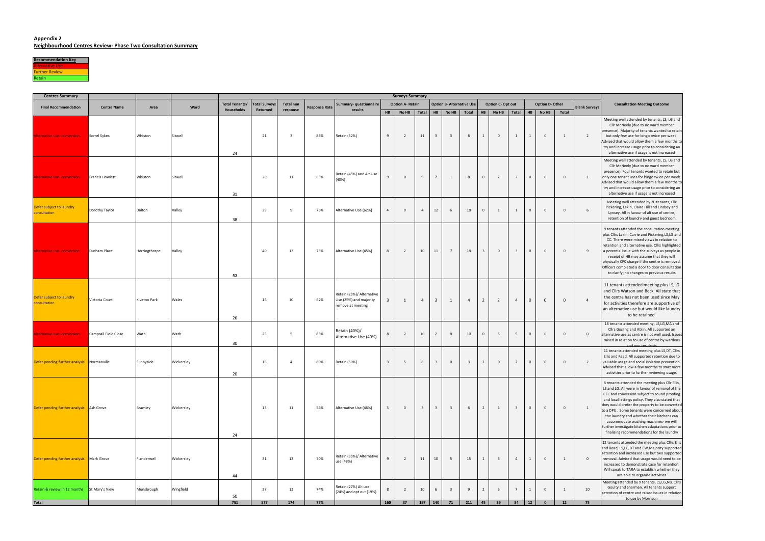**Appendix 2**
**Neighbourhood Centres Review- Phase Two Consultation Summary**

| Recommendation Key |
|---|
| Alternative Use |
| Further Review |
| Retain |

| Centres Summary | | | | Surveys Summary | | | | | | | | | | | | | | | | | | | | |
|---|---|---|---|---|---|---|---|---|---|---|---|---|---|---|---|---|---|---|---|---|---|---|---|---|
| Final Recommendation | Centre Name | Area | Ward | Total Tenants/ Households | Total Surveys Returned | Total non response | Response Rate | Summary- questionnaire results | Option A- Retain | | | Option B- Alternative Use | | | Option C- Opt out | | | Option D- Other | | | Blank Surveys | Consultation Meeting Outcome |
| | | | | | | | | | HB | No HB | Total | HB | No HB | Total | HB | No HB | Total | HB | No HB | Total | | |
| Alternative use- conversion | Sorrel Sykes | Whiston | Sitwell | 24 | 21 | 3 | 88% | Retain (52%) | 9 | 2 | 11 | 3 | 3 | 6 | 1 | 0 | 1 | 1 | 0 | 1 | 2 | Meeting well attended by tenants, LS, LG and Cllr McNeely (due to no ward member presence). Majority of tenants wanted to retain but only few use for bingo twice per week. Advised that would allow them a few months to try and increase usage prior to considering an alternative use if usage is not increased |
| Alternative use- conversion | Francis Howlett | Whiston | Sitwell | 31 | 20 | 11 | 65% | Retain (45%) and Alt Use (40%) | 9 | 0 | 9 | 7 | 1 | 8 | 0 | 2 | 2 | 0 | 0 | 0 | 1 | Meeting well attended by tenants, LS, LG and Cllr McNeely (due to no ward member presence). Four tenants wanted to retain but only one tenant uses for bingo twice per week. Advised that would allow them a few months to try and increase usage prior to considering an alternative use if usage is not increased |
| Defer subject to laundry consultation | Dorothy Taylor | Dalton | Valley | 38 | 29 | 9 | 76% | Alternative Use (62%) | 4 | 0 | 4 | 12 | 6 | 18 | 0 | 1 | 1 | 0 | 0 | 0 | 6 | Meeting well attended by 20 tenants, Cllr Pickering, Lakin, Claire Hill and Lindsey and Lynsey. All in favour of alt use of centre, retention of laundry and guest bedroom |
| Alternative use- conversion | Durham Place | Herringthorpe | Valley | 53 | 40 | 13 | 75% | Alternative Use (45%) | 8 | 2 | 10 | 11 | 7 | 18 | 3 | 0 | 3 | 0 | 0 | 0 | 9 | 9 tenants attended the consultation meeting plus Cllrs Lakin, Currie and Pickering,LS,LG and CC. There were mixed views in relation to retention and alternative use. Cllrs highlighted a potential issue with the surveys as people in receipt of HB may assume that they will physically CFC charge if the centre is removed. Officers completed a door to door consultation to clarify; no changes to previous results |
| Defer subject to laundry consultation | Victoria Court | Kiveton Park | Wales | 26 | 16 | 10 | 62% | Retain (25%)/ Alternative Use (25%) and majority remove at meeting | 3 | 1 | 4 | 3 | 1 | 4 | 2 | 2 | 4 | 0 | 0 | 0 | 4 | 11 tenants attended meeting plus LS,LG and Cllrs Watson and Beck. All state that the centre has not been used since May for activities therefore are supportive of an alternative use but would like laundry to be retained. |
| Alternative use- conversion | Campsall Field Close | Wath | Wath | 30 | 25 | 5 | 83% | Retain (40%)/ Alternative Use (40%) | 8 | 2 | 10 | 2 | 8 | 10 | 0 | 5 | 5 | 0 | 0 | 0 | 0 | 18 tenants attended meeting, LS,LG,MA and Cllrs Gosling and Atkin. All supported an alternative use as centre is not well used. Issues raised in relation to use of centre by wardens and non residents |
| Defer pending further analysis | Normanville | Sunnyside | Wickersley | 20 | 16 | 4 | 80% | Retain (50%) | 3 | 5 | 8 | 3 | 0 | 3 | 2 | 0 | 2 | 0 | 0 | 0 | 2 | 11 tenants attended meeting plus LS,DT, Cllrs Ellis and Read. All supported retention due to valuable usage and social isolation prevention. Advised that allow a few months to start more activities prior to further reviewing usage. |
| Defer pending further analysis | Ash Grove | Bramley | Wickersley | 24 | 13 | 11 | 54% | Alternative Use (46%) | 3 | 0 | 3 | 3 | 3 | 6 | 2 | 1 | 3 | 0 | 0 | 0 | 1 | 8 tenants attended the meeting plus Cllr Ellis, LS and LG. All were in favour of removal of the CFC and conversion subject to sound proofing and local lettings policy. They also stated that they would prefer the property to be converted to a DPU. Some tenants were concerned about the laundry and whether their kitchens can accommodate washing machines- we will further investigate kitchen adaptations prior to finalising recommendations for the laundry |
| Defer pending further analysis | Mark Grove | Flanderwell | Wickersley | 44 | 31 | 13 | 70% | Retain (35%)/ Alternative use (48%) | 9 | 2 | 11 | 10 | 5 | 15 | 1 | 3 | 4 | 1 | 0 | 1 | 0 | 12 tenants attended the meeting plus Cllrs Ellis and Read, LS,LG,DT and EW.Majority supported retention and increased use but two supported removal. Advised that usage would need to be increased to demonstrate case for retention. Will speak to TARA to establish whether they are able to organise activities |
| Retain & review in 12 months | St Mary's View | Munsbrough | Wingfield | 50 | 37 | 13 | 74% | Retain (27%) Alt use (24%) and opt out (19%) | 8 | 2 | 10 | 6 | 3 | 9 | 2 | 5 | 7 | 1 | 0 | 1 | 10 | Meeting attended by 9 tenants, LS,LG,NB, Cllrs Goulty and Sharman. All tenants support retention of centre and raised issues in relation to use by Morrison |
| Total | | | | 751 | 577 | 174 | 77% | | 160 | 37 | 197 | 140 | 71 | 211 | 45 | 39 | 84 | 12 | 0 | 12 | 75 | |